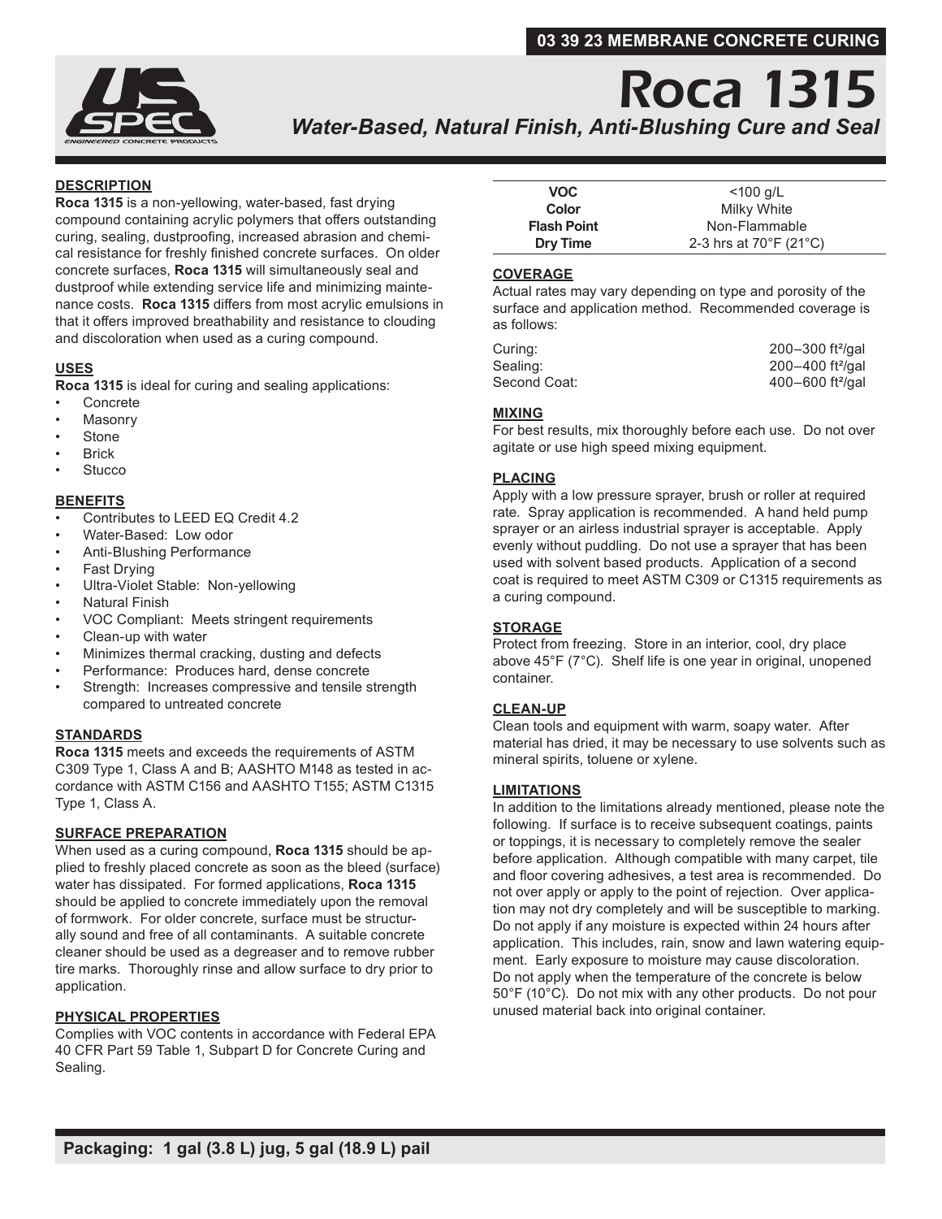**03 39 23 MEMBRANE CONCRETE CURING**

# Roca 1315

## *Water-Based, Natural Finish, Anti-Blushing Cure and Seal*

### DESCRIPTION

**Roca 1315** is a non-yellowing, water-based, fast drying compound containing acrylic polymers that offers outstanding curing, sealing, dustproofing, increased abrasion and chemical resistance for freshly finished concrete surfaces. On older concrete surfaces, **Roca 1315** will simultaneously seal and dustproof while extending service life and minimizing maintenance costs. **Roca 1315** differs from most acrylic emulsions in that it offers improved breathability and resistance to clouding and discoloration when used as a curing compound.

### USES

**Roca 1315** is ideal for curing and sealing applications:

- Concrete
- Masonry
- Stone
- Brick
- Stucco

### BENEFITS

- Contributes to LEED EQ Credit 4.2
- Water-Based: Low odor
- Anti-Blushing Performance
- Fast Drying
- Ultra-Violet Stable: Non-yellowing
- Natural Finish
- VOC Compliant: Meets stringent requirements
- Clean-up with water
- Minimizes thermal cracking, dusting and defects
- Performance: Produces hard, dense concrete
- Strength: Increases compressive and tensile strength compared to untreated concrete

### STANDARDS

**Roca 1315** meets and exceeds the requirements of ASTM C309 Type 1, Class A and B; AASHTO M148 as tested in accordance with ASTM C156 and AASHTO T155; ASTM C1315 Type 1, Class A.

### SURFACE PREPARATION

When used as a curing compound, **Roca 1315** should be applied to freshly placed concrete as soon as the bleed (surface) water has dissipated. For formed applications, **Roca 1315** should be applied to concrete immediately upon the removal of formwork. For older concrete, surface must be structurally sound and free of all contaminants. A suitable concrete cleaner should be used as a degreaser and to remove rubber tire marks. Thoroughly rinse and allow surface to dry prior to application.

### PHYSICAL PROPERTIES

Complies with VOC contents in accordance with Federal EPA 40 CFR Part 59 Table 1, Subpart D for Concrete Curing and Sealing.

| | |
|---|---|
| **VOC** | <100 g/L |
| **Color** | Milky White |
| **Flash Point** | Non-Flammable |
| **Dry Time** | 2-3 hrs at 70°F (21°C) |

### COVERAGE

Actual rates may vary depending on type and porosity of the surface and application method. Recommended coverage is as follows:

| | |
|---|---|
| Curing: | 200–300 ft²/gal |
| Sealing: | 200–400 ft²/gal |
| Second Coat: | 400–600 ft²/gal |

### MIXING

For best results, mix thoroughly before each use. Do not over agitate or use high speed mixing equipment.

### PLACING

Apply with a low pressure sprayer, brush or roller at required rate. Spray application is recommended. A hand held pump sprayer or an airless industrial sprayer is acceptable. Apply evenly without puddling. Do not use a sprayer that has been used with solvent based products. Application of a second coat is required to meet ASTM C309 or C1315 requirements as a curing compound.

### STORAGE

Protect from freezing. Store in an interior, cool, dry place above 45°F (7°C). Shelf life is one year in original, unopened container.

### CLEAN-UP

Clean tools and equipment with warm, soapy water. After material has dried, it may be necessary to use solvents such as mineral spirits, toluene or xylene.

### LIMITATIONS

In addition to the limitations already mentioned, please note the following. If surface is to receive subsequent coatings, paints or toppings, it is necessary to completely remove the sealer before application. Although compatible with many carpet, tile and floor covering adhesives, a test area is recommended. Do not over apply or apply to the point of rejection. Over application may not dry completely and will be susceptible to marking. Do not apply if any moisture is expected within 24 hours after application. This includes, rain, snow and lawn watering equipment. Early exposure to moisture may cause discoloration. Do not apply when the temperature of the concrete is below 50°F (10°C). Do not mix with any other products. Do not pour unused material back into original container.

**Packaging: 1 gal (3.8 L) jug, 5 gal (18.9 L) pail**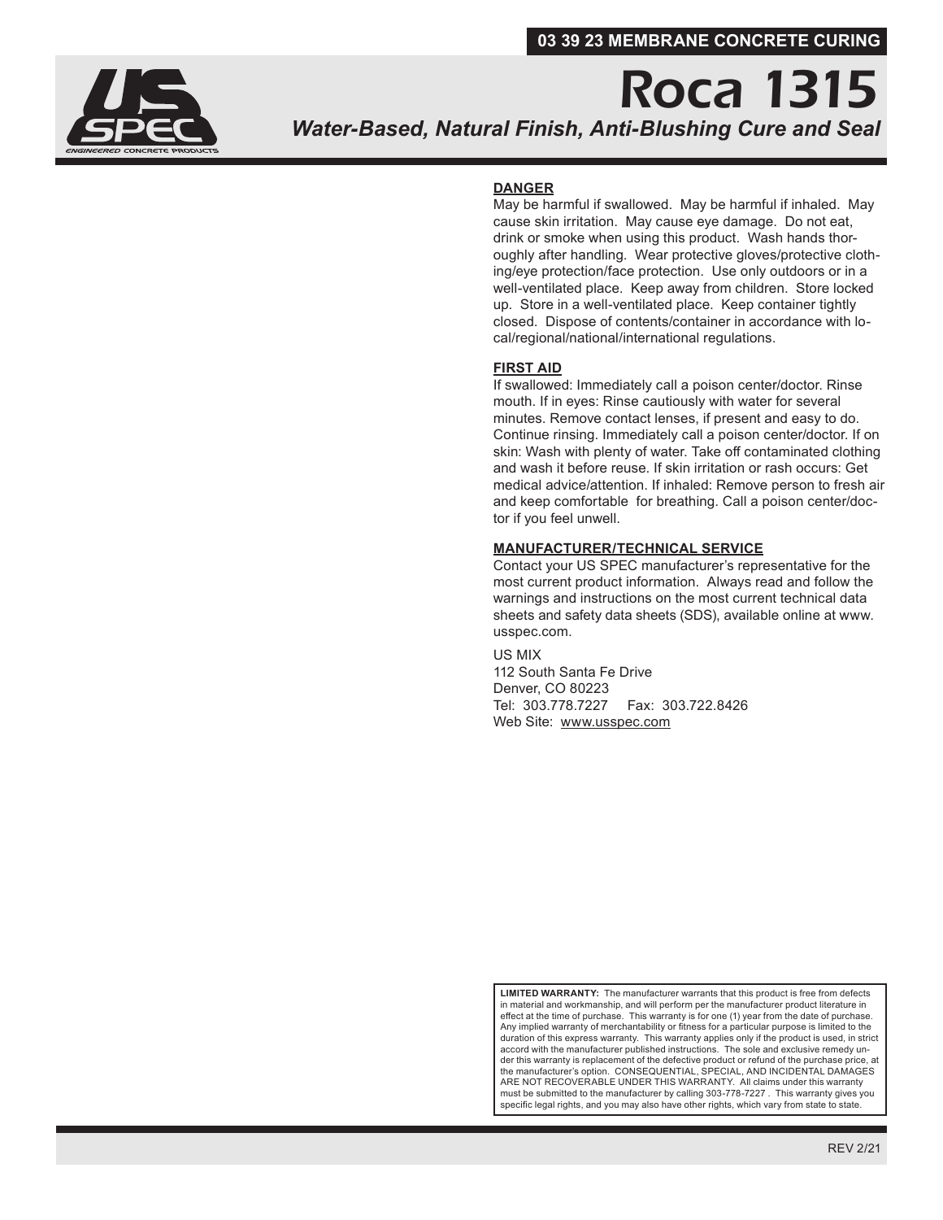## DANGER

May be harmful if swallowed. May be harmful if inhaled. May cause skin irritation. May cause eye damage. Do not eat, drink or smoke when using this product. Wash hands thoroughly after handling. Wear protective gloves/protective clothing/eye protection/face protection. Use only outdoors or in a well-ventilated place. Keep away from children. Store locked up. Store in a well-ventilated place. Keep container tightly closed. Dispose of contents/container in accordance with local/regional/national/international regulations.

## FIRST AID

If swallowed: Immediately call a poison center/doctor. Rinse mouth. If in eyes: Rinse cautiously with water for several minutes. Remove contact lenses, if present and easy to do. Continue rinsing. Immediately call a poison center/doctor. If on skin: Wash with plenty of water. Take off contaminated clothing and wash it before reuse. If skin irritation or rash occurs: Get medical advice/attention. If inhaled: Remove person to fresh air and keep comfortable for breathing. Call a poison center/doctor if you feel unwell.

## MANUFACTURER/TECHNICAL SERVICE

Contact your US SPEC manufacturer's representative for the most current product information. Always read and follow the warnings and instructions on the most current technical data sheets and safety data sheets (SDS), available online at www.usspec.com.

US MIX
112 South Santa Fe Drive
Denver, CO 80223
Tel: 303.778.7227 Fax: 303.722.8426
Web Site: www.usspec.com

**LIMITED WARRANTY:** The manufacturer warrants that this product is free from defects in material and workmanship, and will perform per the manufacturer product literature in effect at the time of purchase. This warranty is for one (1) year from the date of purchase. Any implied warranty of merchantability or fitness for a particular purpose is limited to the duration of this express warranty. This warranty applies only if the product is used, in strict accord with the manufacturer published instructions. The sole and exclusive remedy under this warranty is replacement of the defective product or refund of the purchase price, at the manufacturer's option. CONSEQUENTIAL, SPECIAL, AND INCIDENTAL DAMAGES ARE NOT RECOVERABLE UNDER THIS WARRANTY. All claims under this warranty must be submitted to the manufacturer by calling 303-778-7227 . This warranty gives you specific legal rights, and you may also have other rights, which vary from state to state.

REV 2/21